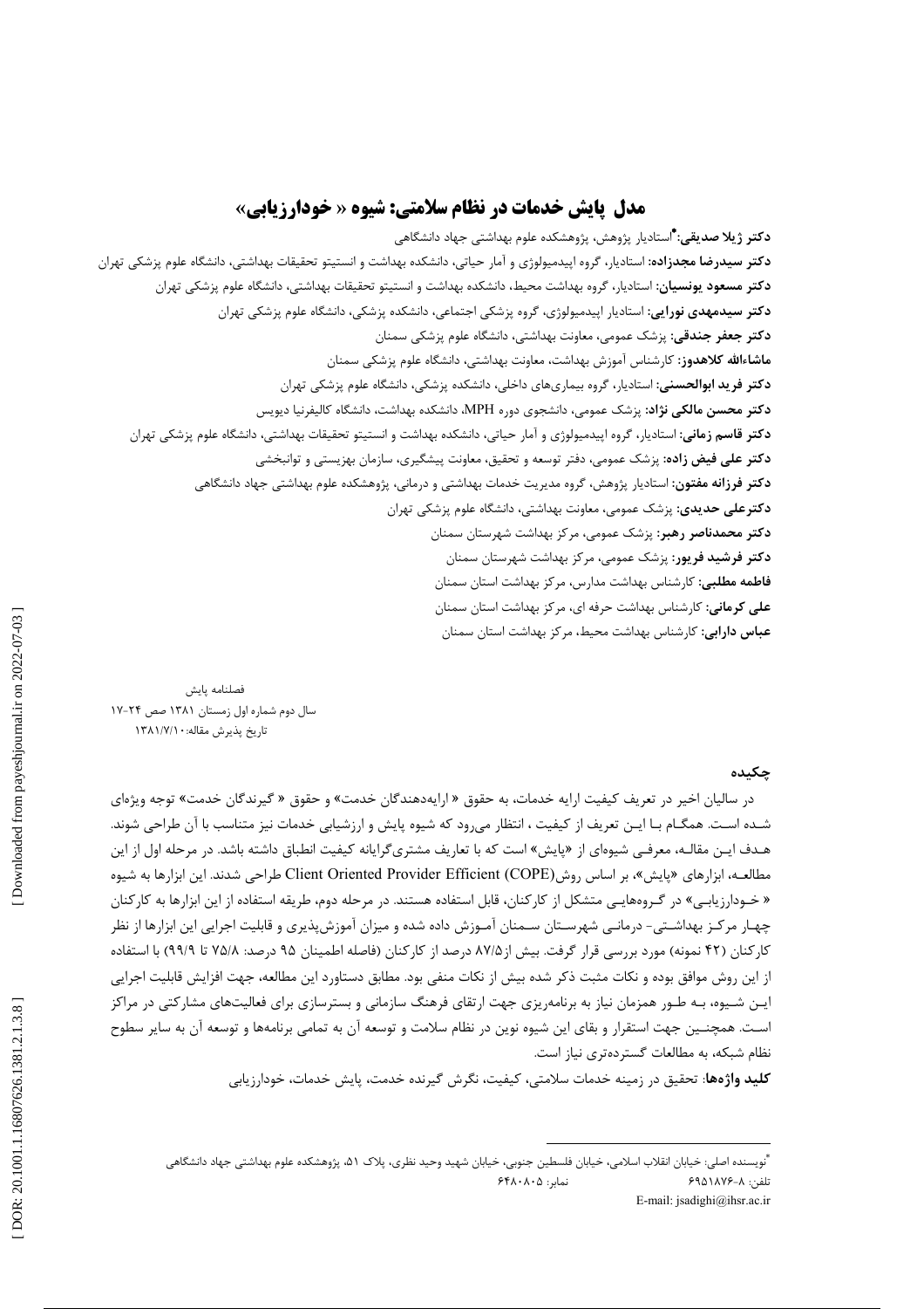# مدل پایش خدمات در نظام سلامتی: شیوه « خودارزیابی»

**دکتر ژیلا صدیقی:**[*] استادیار پژوهش، پژوهشکده علوم بهداشتی جهاد دانشگاهی

**دکتر سیدرضا مجدزاده:** استادیار، گروه اپیدمیولوژی و آمار حیاتی، دانشکده بهداشت و انستیتو تحقیقات بهداشتی، دانشگاه علوم پزشکی تهران

**دکتر مسعود یونسیان:** استادیار، گروه بهداشت محیط، دانشکده بهداشت و انستیتو تحقیقات بهداشتی، دانشگاه علوم پزشکی تهران

**دکتر سیدمهدی نورایی:** استادیار اپیدمیولوژی، گروه پزشکی اجتماعی، دانشکده پزشکی، دانشگاه علوم پزشکی تهران

**دکتر جعفر جندقی:** پزشک عمومی، معاونت بهداشتی، دانشگاه علوم پزشکی سمنان

**ماشاءالله کلاهدوز:** کارشناس آموزش بهداشت، معاونت بهداشتی، دانشگاه علوم پزشکی سمنان

**دکتر فرید ابوالحسنی:** استادیار، گروه بیماری‌های داخلی، دانشکده پزشکی، دانشگاه علوم پزشکی تهران

**دکتر محسن مالکی نژاد:** پزشک عمومی، دانشجوی دوره MPH، دانشکده بهداشت، دانشگاه کالیفرنیا دیویس

**دکتر قاسم زمانی:** استادیار، گروه اپیدمیولوژی و آمار حیاتی، دانشکده بهداشت و انستیتو تحقیقات بهداشتی، دانشگاه علوم پزشکی تهران

**دکتر علی فیض زاده:** پزشک عمومی، دفتر توسعه و تحقیق، معاونت پیشگیری، سازمان بهزیستی و توانبخشی

**دکتر فرزانه مفتون:** استادیار پژوهش، گروه مدیریت خدمات بهداشتی و درمانی، پژوهشکده علوم بهداشتی جهاد دانشگاهی

**دکترعلی حدیدی:** پزشک عمومی، معاونت بهداشتی، دانشگاه علوم پزشکی تهران

**دکتر محمدناصر رهبر:** پزشک عمومی، مرکز بهداشت شهرستان سمنان

**دکتر فرشید فریور:** پزشک عمومی، مرکز بهداشت شهرستان سمنان

**فاطمه مطلبی:** کارشناس بهداشت مدارس، مرکز بهداشت استان سمنان

**علی کرمانی:** کارشناس بهداشت حرفه ای، مرکز بهداشت استان سمنان

**عباس دارابی:** کارشناس بهداشت محیط، مرکز بهداشت استان سمنان

فصلنامه پایش
سال دوم شماره اول زمستان ۱۳۸۱ صص ۲۴-۱۷
تاریخ پذیرش مقاله: ۱۳۸۱/۷/۱۰

## چکیده

در سالیان اخیر در تعریف کیفیت ارایه خدمات، به حقوق « ارایه‌دهندگان خدمت» و حقوق « گیرندگان خدمت» توجه ویژه‌ای شـده اسـت. همگـام بـا ایـن تعریف از کیفیت ، انتظار می‌رود که شیوه پایش و ارزشیابی خدمات نیز متناسب با آن طراحی شوند. هـدف ایـن مقالـه، معرفـی شیوه‌ای از «پایش» است که با تعاریف مشتری‌گرایانه کیفیت انطباق داشته باشد. در مرحله اول از این مطالعـه، ابزارهای «پایش»، بر اساس روش(COPE) Client Oriented Provider Efficient طراحی شدند. این ابزارها به شیوه « خـودارزیابـی» در گـروه‌هایـی متشکل از کارکنان، قابل استفاده هستند. در مرحله دوم، طریقه استفاده از این ابزارها به کارکنان چهـار مرکـز بهداشـتی- درمانـی شهرسـتان سـمنان آمـوزش داده شده و میزان آموزش‌پذیری و قابلیت اجرایی این ابزارها از نظر کارکنان (۴۲ نمونه) مورد بررسی قرار گرفت. بیش از۸۷/۵ درصد از کارکنان (فاصله اطمینان ۹۵ درصد: ۷۵/۸ تا ۹۹/۹) با استفاده از این روش موافق بوده و نکات مثبت ذکر شده بیش از نکات منفی بود. مطابق دستاورد این مطالعه، جهت افزایش قابلیت اجرایی ایـن شـیوه، بـه طـور همزمان نیاز به برنامه‌ریزی جهت ارتقای فرهنگ سازمانی و بسترسازی برای فعالیت‌های مشارکتی در مراکز اسـت. همچنـین جهت استقرار و بقای این شیوه نوین در نظام سلامت و توسعه آن به تمامی برنامه‌ها و توسعه آن به سایر سطوح نظام شبکه، به مطالعات گسترده‌تری نیاز است.

**کلید واژه‌ها**: تحقیق در زمینه خدمات سلامتی، کیفیت، نگرش گیرنده خدمت، پایش خدمات، خودارزیابی

---

[*] نویسنده اصلی: خیابان انقلاب اسلامی، خیابان فلسطین جنوبی، خیابان شهید وحید نظری، پلاک ۵۱، پژوهشکده علوم بهداشتی جهاد دانشگاهی
تلفن: ۸-۶۹۵۱۸۷۶ نمابر: ۶۴۸۰۸۰۵
E-mail: jsadighi@ihsr.ac.ir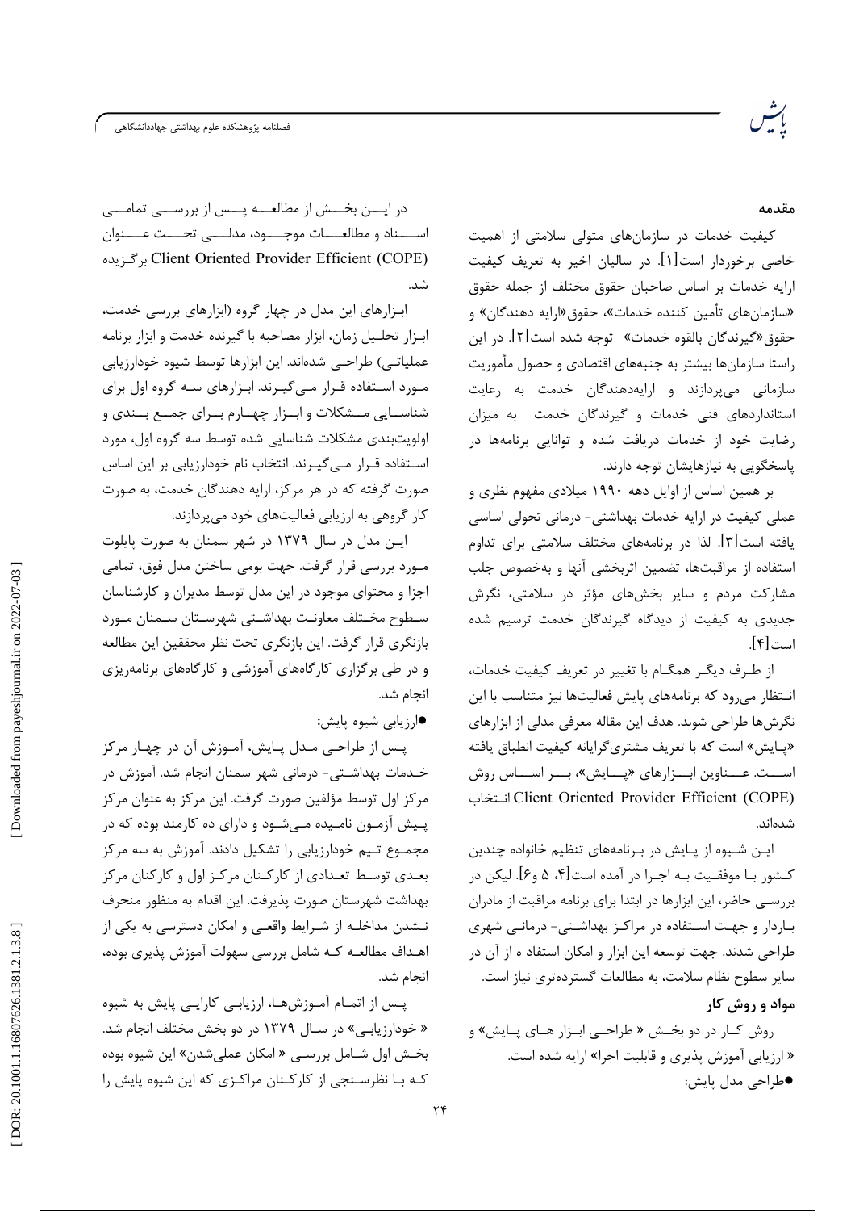## مقدمه

کیفیت خدمات در سازمان‌های متولی سلامتی از اهمیت خاصی برخوردار است[۱]. در سالیان اخیر به تعریف کیفیت ارایه خدمات بر اساس صاحبان حقوق مختلف از جمله حقوق «سازمان‌های تأمین کننده خدمات»، حقوق«ارایه دهندگان» و حقوق«گیرندگان بالقوه خدمات» توجه شده است[۲]. در این راستا سازمان‌ها بیشتر به جنبه‌های اقتصادی و حصول مأموریت سازمانی می‌پردازند و ارایه‌دهندگان خدمت به رعایت استانداردهای فنی خدمات و گیرندگان خدمت به میزان رضایت خود از خدمات دریافت شده و توانایی برنامه‌ها در پاسخگویی به نیازهایشان توجه دارند.

بر همین اساس از اوایل دهه ۱۹۹۰ میلادی مفهوم نظری و عملی کیفیت در ارایه خدمات بهداشتی- درمانی تحولی اساسی یافته است[۳]. لذا در برنامه‌های مختلف سلامتی برای تداوم استفاده از مراقبت‌ها، تضمین اثربخشی آنها و به‌خصوص جلب مشارکت مردم و سایر بخش‌های مؤثر در سلامتی، نگرش جدیدی به کیفیت از دیدگاه گیرندگان خدمت ترسیم شده است[۴].

از طرف دیگر همگام با تغییر در تعریف کیفیت خدمات، انتظار می‌رود که برنامه‌های پایش فعالیت‌ها نیز متناسب با این نگرش‌ها طراحی شوند. هدف این مقاله معرفی مدلی از ابزارهای «پایش» است که با تعریف مشتری‌گرایانه کیفیت انطباق یافته است. عناوین ابزارهای «پایش»، بر اساس روش Client Oriented Provider Efficient (COPE) انتخاب شده‌اند.

این شیوه از پایش در برنامه‌های تنظیم خانواده چندین کشور با موفقیت به اجرا در آمده است[۴، ۵ و۶]. لیکن در بررسی حاضر، این ابزارها در ابتدا برای برنامه مراقبت از مادران باردار و جهت استفاده در مراکز بهداشتی- درمانی شهری طراحی شدند. جهت توسعه این ابزار و امکان استفاده از آن در سایر سطوح نظام سلامت، به مطالعات گسترده‌تری نیاز است.

## مواد و روش کار

روش کار در دو بخش « طراحی ابزار های پایش» و « ارزیابی آموزش پذیری و قابلیت اجرا» ارایه شده است.

● طراحی مدل پایش:

در این بخش از مطالعه پس از بررسی تمامی اسناد و مطالعات موجود، مدلی تحت عنوان Client Oriented Provider Efficient (COPE) برگزیده شد.

ابزارهای این مدل در چهار گروه (ابزارهای بررسی خدمت، ابزار تحلیل زمان، ابزار مصاحبه با گیرنده خدمت و ابزار برنامه عملیاتی) طراحی شده‌اند. این ابزارها توسط شیوه خودارزیابی مورد استفاده قرار می‌گیرند. ابزارهای سه گروه اول برای شناسایی مشکلات و ابزار چهارم برای جمع بندی و اولویت‌بندی مشکلات شناسایی شده توسط سه گروه اول، مورد استفاده قرار می‌گیرند. انتخاب نام خودارزیابی بر این اساس صورت گرفته که در هر مرکز، ارایه دهندگان خدمت، به صورت کار گروهی به ارزیابی فعالیت‌های خود می‌پردازند.

این مدل در سال ۱۳۷۹ در شهر سمنان به صورت پایلوت مورد بررسی قرار گرفت. جهت بومی ساختن مدل فوق، تمامی اجزا و محتوای موجود در این مدل توسط مدیران و کارشناسان سطوح مختلف معاونت بهداشتی شهرستان سمنان مورد بازنگری قرار گرفت. این بازنگری تحت نظر محققین این مطالعه و در طی برگزاری کارگاه‌های آموزشی و کارگاه‌های برنامه‌ریزی انجام شد.

● ارزیابی شیوه پایش:

پس از طراحی مدل پایش، آموزش آن در چهار مرکز خدمات بهداشتی- درمانی شهر سمنان انجام شد. آموزش در مرکز اول توسط مؤلفین صورت گرفت. این مرکز به عنوان مرکز پیش آزمون نامیده می‌شود و دارای ده کارمند بوده که در مجموع تیم خودارزیابی را تشکیل دادند. آموزش به سه مرکز بعدی توسط تعدادی از کارکنان مرکز اول و کارکنان مرکز بهداشت شهرستان صورت پذیرفت. این اقدام به منظور منحرف نشدن مداخله از شرایط واقعی و امکان دسترسی به یکی از اهداف مطالعه که شامل بررسی سهولت آموزش پذیری بوده، انجام شد.

پس از اتمام آموزش‌ها، ارزیابی کارایی پایش به شیوه « خودارزیابی» در سال ۱۳۷۹ در دو بخش مختلف انجام شد. بخش اول شامل بررسی « امکان عملی‌شدن» این شیوه بوده که با نظرسنجی از کارکنان مراکزی که این شیوه پایش را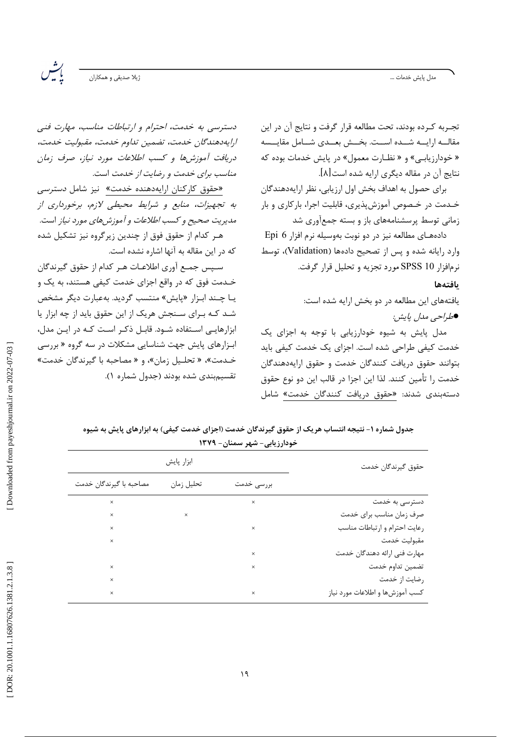تجـربه کـرده بودند، تحت مطالعه قرار گرفت و نتایج آن در این مقالــه ارایــه شــده اســت. بخــش بعــدی شــامل مقایــسه « خودارزیابـی» و « نظـارت معمول» در پایش خدمات بوده که نتایج آن در مقاله دیگری ارایه شده است[8].

برای حصول به اهداف بخش اول ارزیابی، نظر ارایه‌دهندگان خـدمت در خـصوص آموزش‌پذیری، قابلیت اجرا، بارکاری و بار زمانی توسط پرسشنامه‌های باز و بسته جمع‌آوری شد

داده‌هـای مطالعه نیز در دو نوبت به‌وسیله نرم افزار Epi 6 وارد رایانه شده و پس از تصحیح داده‌ها (Validation)، توسط نرم‌افزار SPSS 10 مورد تجزیه و تحلیل قرار گرفت.

**یافته‌ها**

یافته‌های این مطالعه در دو بخش ارایه شده است:

● *طراحی مدل پایش:*

مدل پایش به شیوه خودارزیابی با توجه به اجزای یک خدمت کیفی طراحی شده است. اجزای یک خدمت کیفی باید بتوانند حقوق دریافت کنندگان خدمت و حقوق ارایه‌دهندگان خدمت را تأمین کنند. لذا این اجزا در قالب این دو نوع حقوق دسته‌بندی شدند: «حقوق دریافت کنندگان خدمت» شامل *دسترسی به خدمت، احترام و ارتباطات مناسب، مهارت فنی ارایه‌دهندگان خدمت، تضمین تداوم خدمت، مقبولیت خدمت، دریافت آموزش‌ها و کسب اطلاعات مورد نیاز، صرف زمان مناسب برای خدمت و رضایت از خدمت* است.

«حقوق کارکنان ارایه‌دهنده خدمت» نیز شامل *دسترسی به تجهیزات، منابع و شرایط محیطی لازم، برخورداری از مدیریت صحیح و کسب اطلاعات و آموزش‌های مورد نیاز* است.

هـر کدام از حقوق فوق از چندین زیرگروه نیز تشکیل شده که در این مقاله به آنها اشاره نشده است.

سـپس جمـع آوری اطلاعـات هـر کدام از حقوق گیرندگان خـدمت فوق که در واقع اجزای خدمت کیفی هستند، به یک و یـا چـند ابـزار «پایش» منتسب گردید. به‌عبارت دیگر مشخص شـد کـه بـرای سـنجش هریک از این حقوق باید از چه ابزار یا ابزارهایـی اسـتفاده شـود. قابـل ذکـر اسـت کـه در ایـن مدل، ابـزارهای پایش جهت شناسایی مشکلات در سه گروه « بررسی خـدمت»، « تحلـیل زمان»، و « مصاحبه با گیرندگان خدمت» تقسیم‌بندی شده بودند (جدول شماره ۱).

**جدول شماره ۱- نتیجه انتساب هریک از حقوق گیرندگان خدمت (اجزای خدمت کیفی) به ابزارهای پایش به شیوه خودارزیابی- شهر سمنان- ۱۳۷۹**

| حقوق گیرندگان خدمت | ابزار پایش | | |
|---|---|---|---|
| | بررسی خدمت | تحلیل زمان | مصاحبه با گیرندگان خدمت |
| دسترسی به خدمت | × | | × |
| صرف زمان مناسب برای خدمت | | × | × |
| رعایت احترام و ارتباطات مناسب | × | | × |
| مقبولیت خدمت | | | × |
| مهارت فنی ارائه دهندگان خدمت | × | | |
| تضمین تداوم خدمت | × | | × |
| رضایت از خدمت | | | × |
| کسب آموزش‌ها و اطلاعات مورد نیاز | × | | × |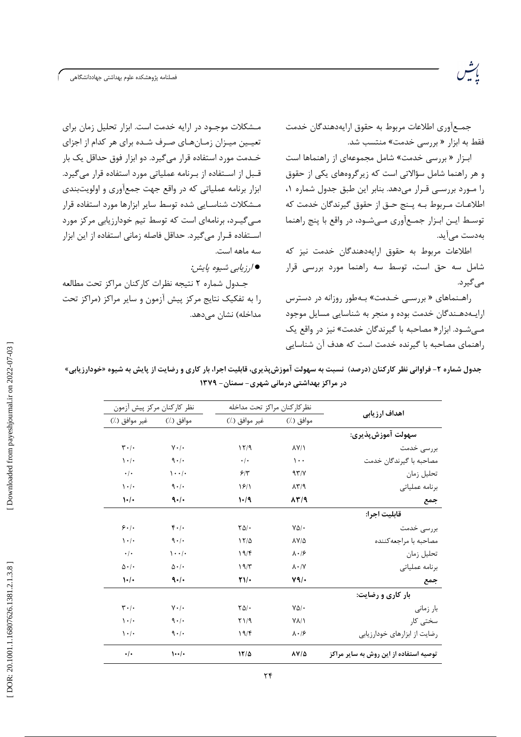جمـع‌آوری اطلاعات مربوط به حقوق ارایه‌دهندگان خدمت فقط به ابزار « بررسی خدمت» منتسب شد.

ابـزار « بررسی خدمت» شامل مجموعه‌ای از راهنماها است و هر راهنما شامل سؤالاتی است که زیرگروه‌های یکی از حقوق را مـورد بررسـی قـرار می‌دهد. بنابر این طبق جدول شماره ۱، اطلاعـات مـربوط بـه پـنج حـق از حقوق گیرندگان خدمت که توسـط ایـن ابـزار جمـع‌آوری مـی‌شـود، در واقع با پنج راهنما به‌دست می‌آید.

اطلاعات مربوط به حقوق ارایه‌دهندگان خدمت نیز که شامل سه حق است، توسط سه راهنما مورد بررسی قرار می‌گیرد.

راهـنماهای « بررسـی خـدمت» بـه‌طور روزانه در دسترس ارایـه‌دهـندگان خدمت بوده و منجر به شناسایی مسایل موجود مـی‌شـود. ابزار« مصاحبه با گیرندگان خدمت» نیز در واقع یک راهنمای مصاحبه با گیرنده خدمت است که هدف آن شناسایی مـشکلات موجـود در ارایه خدمت است. ابزار تحلیل زمان برای تعیـین میـزان زمـان‌هـای صـرف شـده برای هر کدام از اجزای خـدمت مورد استفاده قرار می‌گیرد. دو ابزار فوق حداقل یک بار قـبل از اسـتفاده از بـرنامه عملیاتی مورد استفاده قرار می‌گیرد. ابزار برنامه عملیاتی که در واقع جهت جمع‌آوری و اولویت‌بندی مـشکلات شناسـایی شده توسط سایر ابزارها مورد استفاده قرار مـی‌گیـرد، برنامه‌ای است که توسط تیم خودارزیابی مرکز مورد اسـتفاده قـرار می‌گیرد. حداقل فاصله زمانی استفاده از این ابزار سه ماهه است.

● *ارزیابی شیوه پایش:*

جـدول شماره ۲ نتیجه نظرات کارکنان مراکز تحت مطالعه را به تفکیک نتایج مرکز پیش آزمون و سایر مراکز (مراکز تحت مداخله) نشان می‌دهد.

**جدول شماره ۲- فراوانی نظر کارکنان (درصد) نسبت به سهولت آموزش‌پذیری، قابلیت اجرا، بار کاری و رضایت از پایش به شیوه «خودارزیابی» در مراکز بهداشتی درمانی شهری- سمنان- ۱۳۷۹**

| اهداف ارزیابی | نظرکارکنان مراکز تحت مداخله | | نظر کارکنان مرکز پیش آزمون | |
|---|---|---|---|---|
| | موافق (٪) | غیر موافق (٪) | موافق (٪) | غیر موافق (٪) |
| **سهولت آموزش‌پذیری:** | | | | |
| بررسی خدمت | ۸۷/۱ | ۱۲/۹ | ۷۰/۰ | ۳۰/۰ |
| مصاحبه با گیرندگان خدمت | ۱۰۰ | ۰/۰ | ۹۰/۰ | ۱۰/۰ |
| تحلیل زمان | ۹۳/۷ | ۶/۳ | ۱۰۰/۰ | ۰/۰ |
| برنامه عملیاتی | ۸۳/۹ | ۱۶/۱ | ۹۰/۰ | ۱۰/۰ |
| **جمع** | **۸۳/۹** | **۱۰/۹** | **۹۰/۰** | **۱۰/۰** |
| **قابلیت اجرا:** | | | | |
| بررسی خدمت | ۷۵/۰ | ۲۵/۰ | ۴۰/۰ | ۶۰/۰ |
| مصاحبه با مراجعه‌کننده | ۸۷/۵ | ۱۲/۵ | ۹۰/۰ | ۱۰/۰ |
| تحلیل زمان | ۸۰/۶ | ۱۹/۴ | ۱۰۰/۰ | ۰/۰ |
| برنامه عملیاتی | ۸۰/۷ | ۱۹/۳ | ۵۰/۰ | ۵۰/۰ |
| **جمع** | **۷۹/۰** | **۲۱/۰** | **۹۰/۰** | **۱۰/۰** |
| **بار کاری و رضایت:** | | | | |
| بار زمانی | ۷۵/۰ | ۲۵/۰ | ۷۰/۰ | ۳۰/۰ |
| سختی کار | ۷۸/۱ | ۲۱/۹ | ۹۰/۰ | ۱۰/۰ |
| رضایت از ابزارهای خودارزیابی | ۸۰/۶ | ۱۹/۴ | ۹۰/۰ | ۱۰/۰ |
| **توصیه استفاده از این روش به سایر مراکز** | **۸۷/۵** | **۱۲/۵** | **۱۰۰/۰** | **۰/۰** |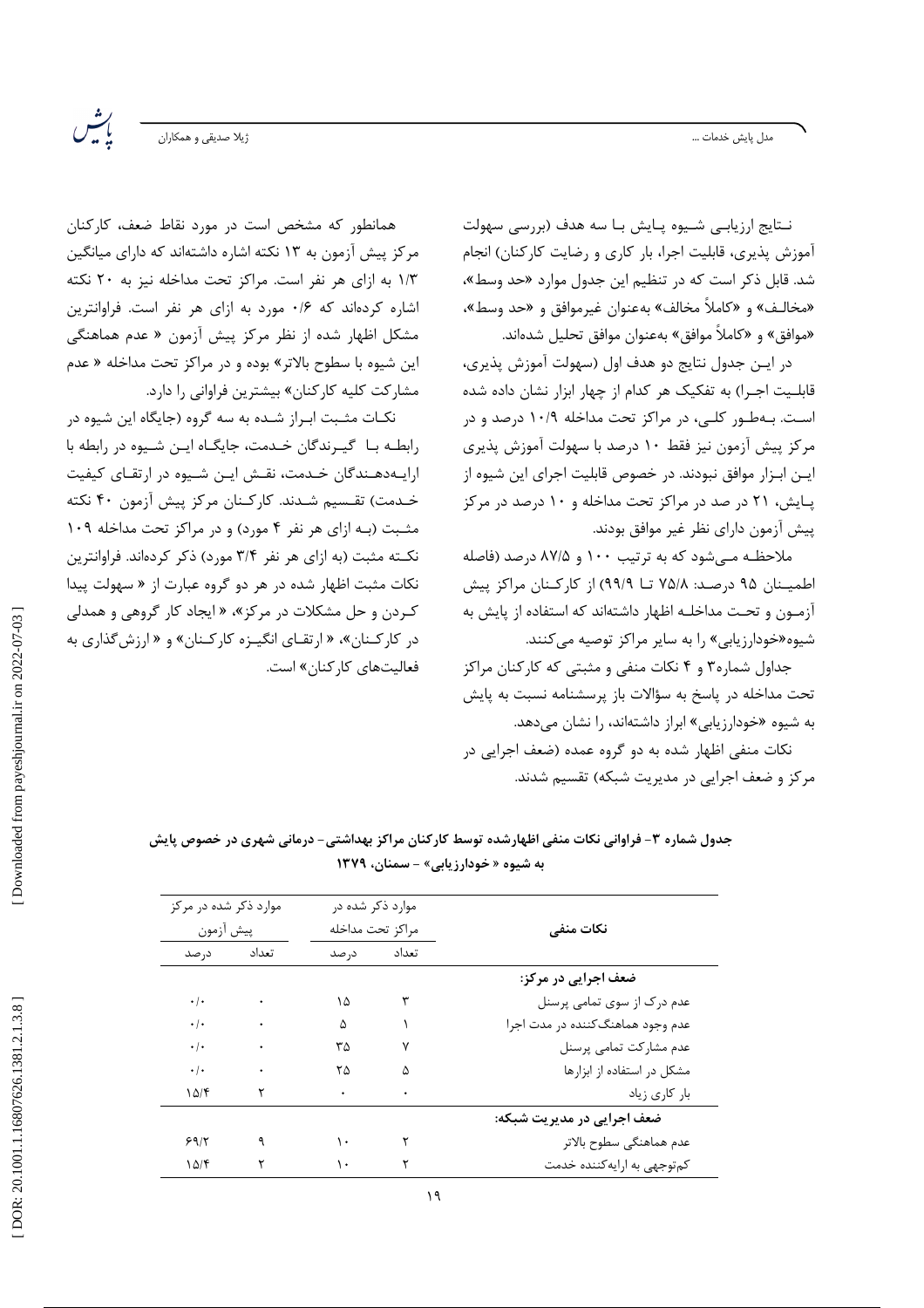نـتایج ارزیابـی شـیوه پـایش بـا سه هدف (بررسی سهولت آموزش پذیری، قابلیت اجرا، بار کاری و رضایت کارکنان) انجام شد. قابل ذکر است که در تنظیم این جدول موارد «حد وسط»، «مخالـف» و «کاملاً مخالف» به‌عنوان غیرموافق و «حد وسط»، «موافق» و «کاملاً موافق» به‌عنوان موافق تحلیل شده‌اند.

در ایـن جدول نتایج دو هدف اول (سهولت آموزش پذیری، قابلیـت اجـرا) به تفکیک هر کدام از چهار ابزار نشان داده شده اسـت. بـه‌طـور کلـی، در مراکز تحت مداخله ۱۰/۹ درصد و در مرکز پیش آزمون نیز فقط ۱۰ درصد با سهولت آموزش پذیری ایـن ابـزار موافق نبودند. در خصوص قابلیت اجرای این شیوه از پـایش، ۲۱ در صد در مراکز تحت مداخله و ۱۰ درصد در مرکز پیش آزمون دارای نظر غیر موافق بودند.

ملاحظـه مـی‌شود که به ترتیب ۱۰۰ و ۸۷/۵ درصد (فاصله اطمیـنان ۹۵ درصـد: ۷۵/۸ تـا ۹۹/۹) از کارکـنان مراکز پیش آزمـون و تحـت مداخلـه اظهار داشته‌اند که استفاده از پایش به شیوه«خودارزیابی» را به سایر مراکز توصیه می‌کنند.

جداول شماره۳ و ۴ نکات منفی و مثبتی که کارکنان مراکز تحت مداخله در پاسخ به سؤالات باز پرسشنامه نسبت به پایش به شیوه «خودارزیابی» ابراز داشته‌اند، را نشان می‌دهد.

نکات منفی اظهار شده به دو گروه عمده (ضعف اجرایی در مرکز و ضعف اجرایی در مدیریت شبکه) تقسیم شدند.

همانطور که مشخص است در مورد نقاط ضعف، کارکنان مرکز پیش آزمون به ۱۳ نکته اشاره داشته‌اند که دارای میانگین ۱/۳ به ازای هر نفر است. مراکز تحت مداخله نیز به ۲۰ نکته اشاره کرده‌اند که ۰/۶ مورد به ازای هر نفر است. فراوانترین مشکل اظهار شده از نظر مرکز پیش آزمون « عدم هماهنگی این شیوه با سطوح بالاتر» بوده و در مراکز تحت مداخله « عدم مشارکت کلیه کارکنان» بیشترین فراوانی را دارد.

نکـات مثـبت ابـراز شـده به سه گروه (جایگاه این شیوه در رابطـه بـا گیـرندگان خـدمت، جایگـاه ایـن شـیوه در رابطه با ارایـه‌دهـندگان خـدمت، نقـش ایـن شـیوه در ارتقـای کیفیت خـدمت) تقسـیم شـدند. کارکـنان مرکز پیش آزمون ۴۰ نکته مثـبت (بـه ازای هر نفر ۴ مورد) و در مراکز تحت مداخله ۱۰۹ نکـته مثبت (به ازای هر نفر ۳/۴ مورد) ذکر کرده‌اند. فراوانترین نکات مثبت اظهار شده در هر دو گروه عبارت از « سهولت پیدا کـردن و حل مشکلات در مرکز»، « ایجاد کار گروهی و همدلی در کارکـنان»، « ارتقـای انگیـزه کارکـنان» و « ارزش‌گذاری به فعالیت‌های کارکنان» است.

**جدول شماره ۳- فراوانی نکات منفی اظهارشده توسط کارکنان مراکز بهداشتی- درمانی شهری در خصوص پایش به شیوه « خودارزیابی» - سمنان، ۱۳۷۹**

| نکات منفی | موارد ذکر شده در مراکز تحت مداخله | | موارد ذکر شده در مرکز پیش آزمون | |
|---|---|---|---|---|
| | تعداد | درصد | تعداد | درصد |
| **ضعف اجرایی در مرکز:** | | | | |
| عدم درک از سوی تمامی پرسنل | ۳ | ۱۵ | ۰ | ۰/۰ |
| عدم وجود هماهنگ‌کننده در مدت اجرا | ۱ | ۵ | ۰ | ۰/۰ |
| عدم مشارکت تمامی پرسنل | ۷ | ۳۵ | ۰ | ۰/۰ |
| مشکل در استفاده از ابزارها | ۵ | ۲۵ | ۰ | ۰/۰ |
| بار کاری زیاد | ۰ | ۰ | ۲ | ۱۵/۴ |
| **ضعف اجرایی در مدیریت شبکه:** | | | | |
| عدم هماهنگی سطوح بالاتر | ۲ | ۱۰ | ۹ | ۶۹/۲ |
| کم‌توجهی به ارایه‌کننده خدمت | ۲ | ۱۰ | ۲ | ۱۵/۴ |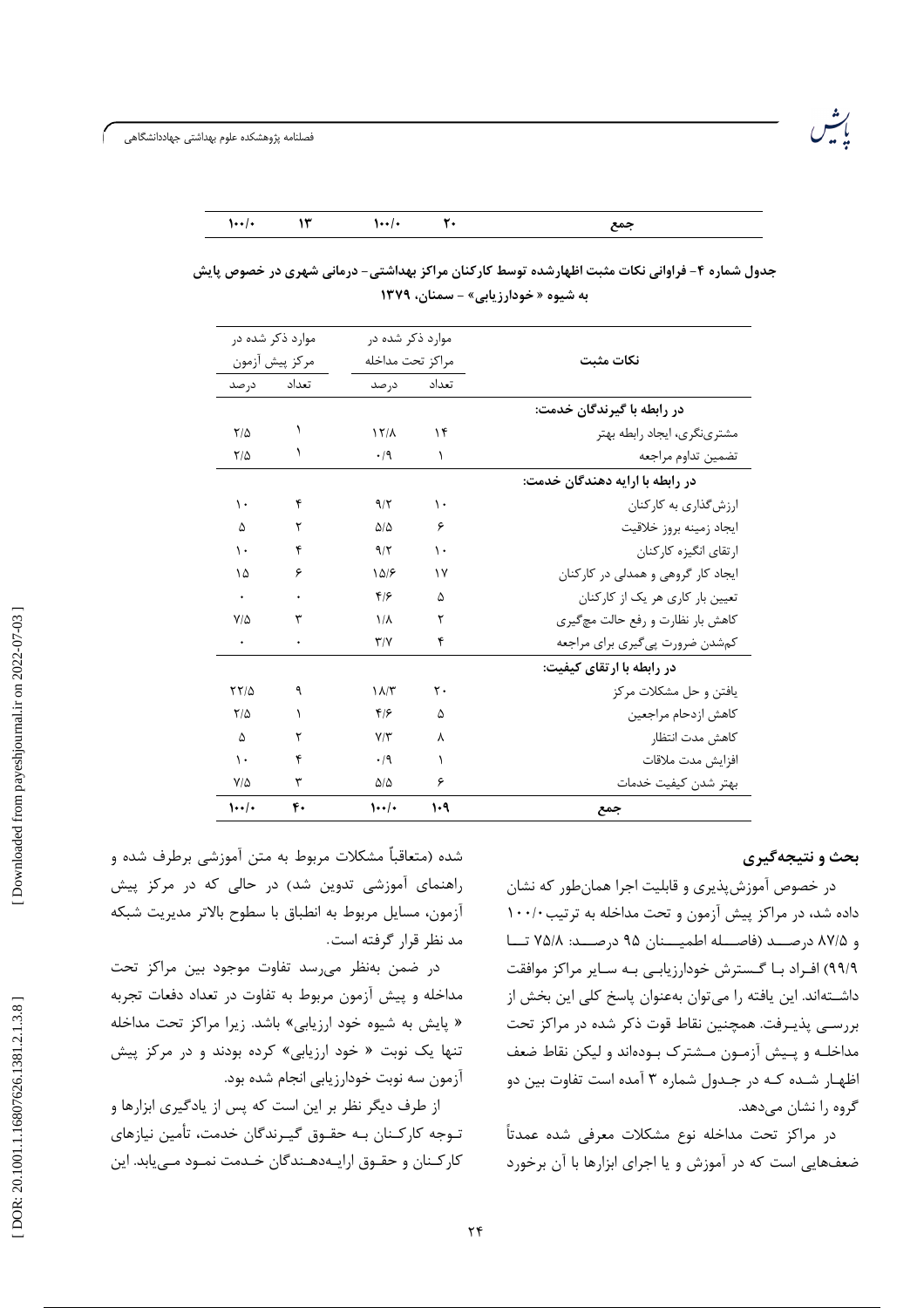| | | | | |
|---|---|---|---|---|
| جمع | ۲۰ | ۱۰۰/۰ | ۱۳ | ۱۰۰/۰ |

**جدول شماره ۴- فراوانی نکات مثبت اظهارشده توسط کارکنان مراکز بهداشتی- درمانی شهری در خصوص پایش به شیوه « خودارزیابی» - سمنان، ۱۳۷۹**

| نکات مثبت | موارد ذکر شده در مراکز تحت مداخله | | موارد ذکر شده در مرکز پیش آزمون | |
|---|---|---|---|---|
| | تعداد | درصد | تعداد | درصد |
| **در رابطه با گیرندگان خدمت:** | | | | |
| مشتری‌نگری، ایجاد رابطه بهتر | ۱۴ | ۱۲/۸ | ۱ | ۲/۵ |
| تضمین تداوم مراجعه | ۱ | ۰/۹ | ۱ | ۲/۵ |
| **در رابطه با ارایه دهندگان خدمت:** | | | | |
| ارزش‌گذاری به کارکنان | ۱۰ | ۹/۲ | ۴ | ۱۰ |
| ایجاد زمینه بروز خلاقیت | ۶ | ۵/۵ | ۲ | ۵ |
| ارتقای انگیزه کارکنان | ۱۰ | ۹/۲ | ۴ | ۱۰ |
| ایجاد کار گروهی و همدلی در کارکنان | ۱۷ | ۱۵/۶ | ۶ | ۱۵ |
| تعیین بار کاری هر یک از کارکنان | ۵ | ۴/۶ | ۰ | ۰ |
| کاهش بار نظارت و رفع حالت مچ‌گیری | ۲ | ۱/۸ | ۳ | ۷/۵ |
| کم‌شدن ضرورت پی‌گیری برای مراجعه | ۴ | ۳/۷ | ۰ | ۰ |
| **در رابطه با ارتقای کیفیت:** | | | | |
| یافتن و حل مشکلات مرکز | ۲۰ | ۱۸/۳ | ۹ | ۲۲/۵ |
| کاهش ازدحام مراجعین | ۵ | ۴/۶ | ۱ | ۲/۵ |
| کاهش مدت انتظار | ۸ | ۷/۳ | ۲ | ۵ |
| افزایش مدت ملاقات | ۱ | ۰/۹ | ۴ | ۱۰ |
| بهتر شدن کیفیت خدمات | ۶ | ۵/۵ | ۳ | ۷/۵ |
| **جمع** | **۱۰۹** | **۱۰۰/۰** | **۴۰** | **۱۰۰/۰** |

## بحث و نتیجه‌گیری

در خصوص آموزش‌پذیری و قابلیت اجرا همان‌طور که نشان داده شد، در مراکز پیش آزمون و تحت مداخله به ترتیب ۱۰۰/۰ و ۸۷/۵ درصد (فاصله اطمینان ۹۵ درصد: ۷۵/۸ تا ۹۹/۹) افراد با گسترش خودارزیابی به سایر مراکز موافقت داشته‌اند. این یافته را می‌توان به‌عنوان پاسخ کلی این بخش از بررسی پذیرفت. همچنین نقاط قوت ذکر شده در مراکز تحت مداخله و پیش آزمون مشترک بوده‌اند و لیکن نقاط ضعف اظهار شده که در جدول شماره ۳ آمده است تفاوت بین دو گروه را نشان می‌دهد.

در مراکز تحت مداخله نوع مشکلات معرفی شده عمدتاً ضعف‌هایی است که در آموزش و یا اجرای ابزارها با آن برخورد شده (متعاقباً مشکلات مربوط به متن آموزشی برطرف شده و راهنمای آموزشی تدوین شد) در حالی که در مرکز پیش آزمون، مسایل مربوط به انطباق با سطوح بالاتر مدیریت شبکه مد نظر قرار گرفته است.

در ضمن به‌نظر می‌رسد تفاوت موجود بین مراکز تحت مداخله و پیش آزمون مربوط به تفاوت در تعداد دفعات تجربه « پایش به شیوه خود ارزیابی» باشد. زیرا مراکز تحت مداخله تنها یک نوبت « خود ارزیابی» کرده بودند و در مرکز پیش آزمون سه نوبت خودارزیابی انجام شده بود.

از طرف دیگر نظر بر این است که پس از یادگیری ابزارها و توجه کارکنان به حقوق گیرندگان خدمت، تأمین نیازهای کارکنان و حقوق ارایه‌دهندگان خدمت نمود می‌یابد. این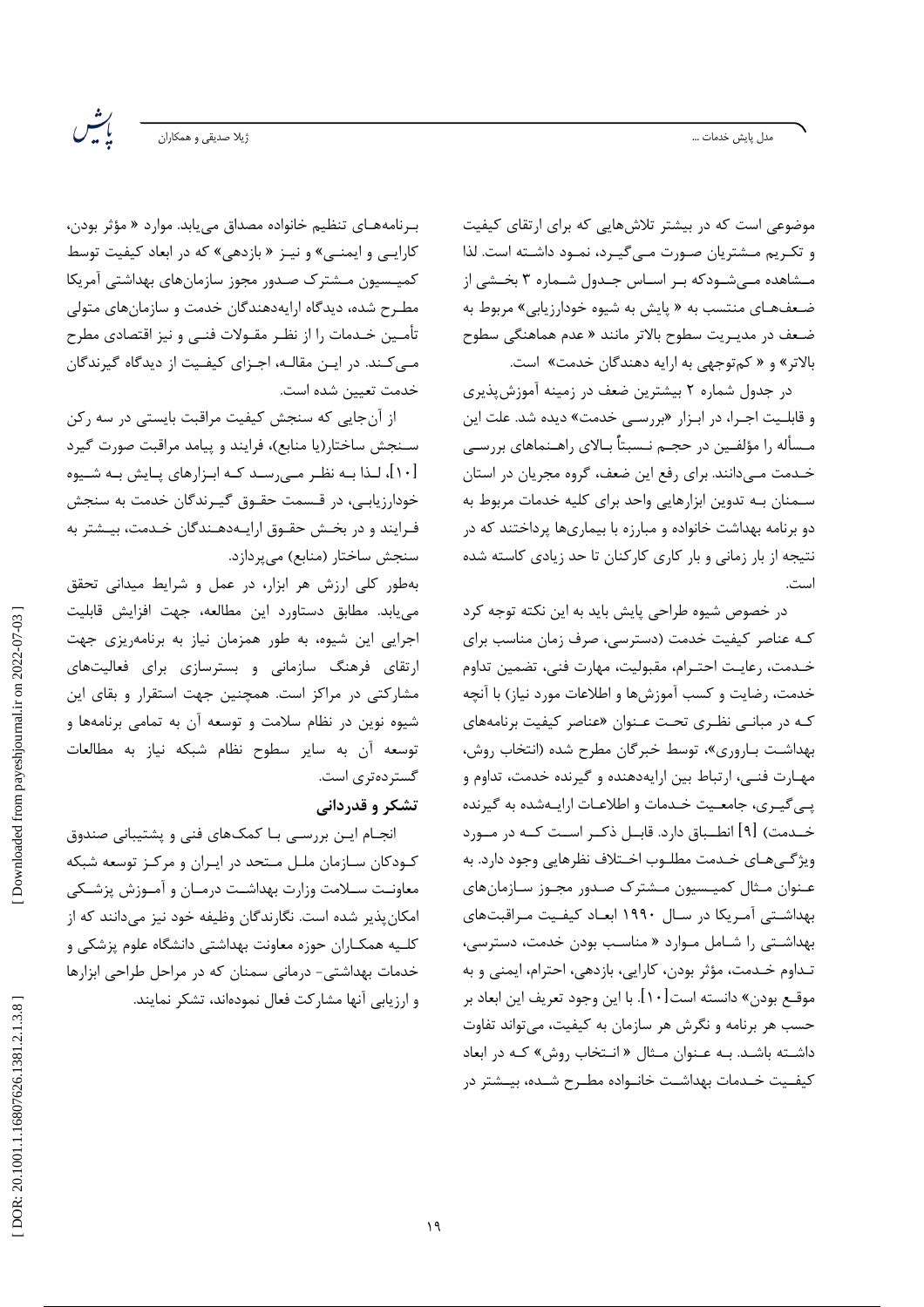موضوعی است که در بیشتر تلاش‌هایی که برای ارتقای کیفیت و تکریم مشتریان صورت می‌گیرد، نمود داشته است. لذا مشاهده می‌شودکه بر اساس جدول شماره ۳ بخشی از ضعف‌های منتسب به « پایش به شیوه خودارزیابی» مربوط به ضعف در مدیریت سطوح بالاتر مانند « عدم هماهنگی سطوح بالاتر» و « کم‌توجهی به ارایه دهندگان خدمت» است.

در جدول شماره ۲ بیشترین ضعف در زمینه آموزش‌پذیری و قابلیت اجرا، در ابزار «بررسی خدمت» دیده شد. علت این مسأله را مؤلفین در حجم نسبتاً بالای راهنماهای بررسی خدمت می‌دانند. برای رفع این ضعف، گروه مجریان در استان سمنان به تدوین ابزارهایی واحد برای کلیه خدمات مربوط به دو برنامه بهداشت خانواده و مبارزه با بیماری‌ها پرداختند که در نتیجه از بار زمانی و بار کاری کارکنان تا حد زیادی کاسته شده است.

در خصوص شیوه طراحی پایش باید به این نکته توجه کرد که عناصر کیفیت خدمت (دسترسی، صرف زمان مناسب برای خدمت، رعایت احترام، مقبولیت، مهارت فنی، تضمین تداوم خدمت، رضایت و کسب آموزش‌ها و اطلاعات مورد نیاز) با آنچه که در مبانی نظری تحت عنوان «عناصر کیفیت برنامه‌های بهداشت باروری»، توسط خبرگان مطرح شده (انتخاب روش، مهارت فنی، ارتباط بین ارایه‌دهنده و گیرنده خدمت، تداوم و پی‌گیری، جامعیت خدمات و اطلاعات ارایه‌شده به گیرنده خدمت) [۹] انطباق دارد. قابل ذکر است که در مورد ویژگی‌های خدمت مطلوب اختلاف نظرهایی وجود دارد. به عنوان مثال کمیسیون مشترک صدور مجوز سازمان‌های بهداشتی آمریکا در سال ۱۹۹۰ ابعاد کیفیت مراقبت‌های بهداشتی را شامل موارد « مناسب بودن خدمت، دسترسی، تداوم خدمت، مؤثر بودن، کارایی، بازدهی، احترام، ایمنی و به موقع بودن» دانسته است[۱۰]. با این وجود تعریف این ابعاد بر حسب هر برنامه و نگرش هر سازمان به کیفیت، می‌تواند تفاوت داشته باشد. به عنوان مثال « انتخاب روش» که در ابعاد کیفیت خدمات بهداشت خانواده مطرح شده، بیشتر در برنامه‌های تنظیم خانواده مصداق می‌یابد. موارد « مؤثر بودن، کارایی و ایمنی» و نیز « بازدهی» که در ابعاد کیفیت توسط کمیسیون مشترک صدور مجوز سازمان‌های بهداشتی آمریکا مطرح شده، دیدگاه ارایه‌دهندگان خدمت و سازمان‌های متولی تأمین خدمات را از نظر مقولات فنی و نیز اقتصادی مطرح می‌کند. در این مقاله، اجزای کیفیت از دیدگاه گیرندگان خدمت تعیین شده است.

از آن‌جایی که سنجش کیفیت مراقبت بایستی در سه رکن سنجش ساختار(یا منابع)، فرایند و پیامد مراقبت صورت گیرد [۱۰]، لذا به نظر می‌رسد که ابزارهای پایش به شیوه خودارزیابی، در قسمت حقوق گیرندگان خدمت به سنجش فرایند و در بخش حقوق ارایه‌دهندگان خدمت، بیشتر به سنجش ساختار (منابع) می‌پردازد.

به‌طور کلی ارزش هر ابزار، در عمل و شرایط میدانی تحقق می‌یابد. مطابق دستاورد این مطالعه، جهت افزایش قابلیت اجرایی این شیوه، به طور همزمان نیاز به برنامه‌ریزی جهت ارتقای فرهنگ سازمانی و بسترسازی برای فعالیت‌های مشارکتی در مراکز است. همچنین جهت استقرار و بقای این شیوه نوین در نظام سلامت و توسعه آن به تمامی برنامه‌ها و توسعه آن به سایر سطوح نظام شبکه نیاز به مطالعات گسترده‌تری است.

## تشکر و قدردانی

انجام این بررسی با کمک‌های فنی و پشتیبانی صندوق کودکان سازمان ملل متحد در ایران و مرکز توسعه شبکه معاونت سلامت وزارت بهداشت درمان و آموزش پزشکی امکان‌پذیر شده است. نگارندگان وظیفه خود نیز می‌دانند که از کلیه همکاران حوزه معاونت بهداشتی دانشگاه علوم پزشکی و خدمات بهداشتی- درمانی سمنان که در مراحل طراحی ابزارها و ارزیابی آنها مشارکت فعال نموده‌اند، تشکر نمایند.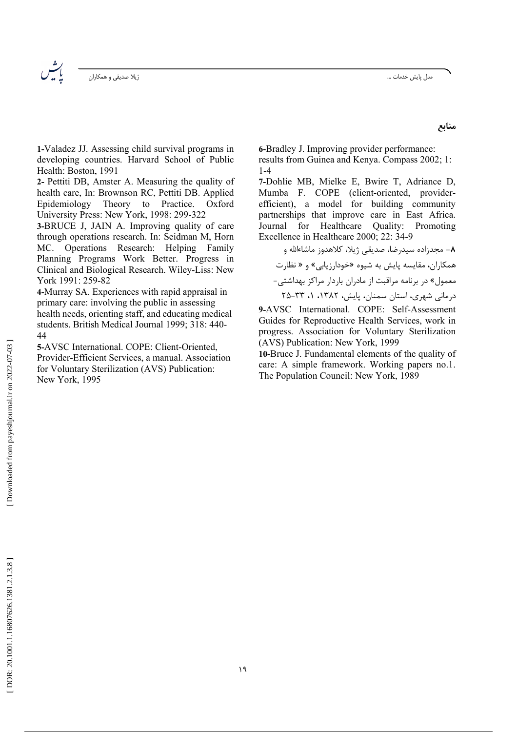## منابع

**1-**Valadez JJ. Assessing child survival programs in developing countries. Harvard School of Public Health: Boston, 1991

**2-** Pettiti DB, Amster A. Measuring the quality of health care, In: Brownson RC, Pettiti DB. Applied Epidemiology Theory to Practice. Oxford University Press: New York, 1998: 299-322

**3-**BRUCE J, JAIN A. Improving quality of care through operations research. In: Seidman M, Horn MC. Operations Research: Helping Family Planning Programs Work Better. Progress in Clinical and Biological Research. Wiley-Liss: New York 1991: 259-82

**4-**Murray SA. Experiences with rapid appraisal in primary care: involving the public in assessing health needs, orienting staff, and educating medical students. British Medical Journal 1999; 318: 440-44

**5-**AVSC International. COPE: Client-Oriented, Provider-Efficient Services, a manual. Association for Voluntary Sterilization (AVS) Publication: New York, 1995

**6-**Bradley J. Improving provider performance: results from Guinea and Kenya. Compass 2002; 1: 1-4

**7-**Dohlie MB, Mielke E, Bwire T, Adriance D, Mumba F. COPE (client-oriented, provider-efficient), a model for building community partnerships that improve care in East Africa. Journal for Healthcare Quality: Promoting Excellence in Healthcare 2000; 22: 34-9

**۸**- مجدزاده سیدرضا، صدیقی ژیلا، کلاهدوز ماشاءالله و همکاران، مقایسه پایش به شیوه «خودارزیابی» و « نظارت معمول» در برنامه مراقبت از مادران باردار مراکز بهداشتی-درمانی شهری، استان سمنان، پایش، ۱۳۸۲، ۱، ۳۳-۲۵

**9-**AVSC International. COPE: Self-Assessment Guides for Reproductive Health Services, work in progress. Association for Voluntary Sterilization (AVS) Publication: New York, 1999

**10-**Bruce J. Fundamental elements of the quality of care: A simple framework. Working papers no.1. The Population Council: New York, 1989